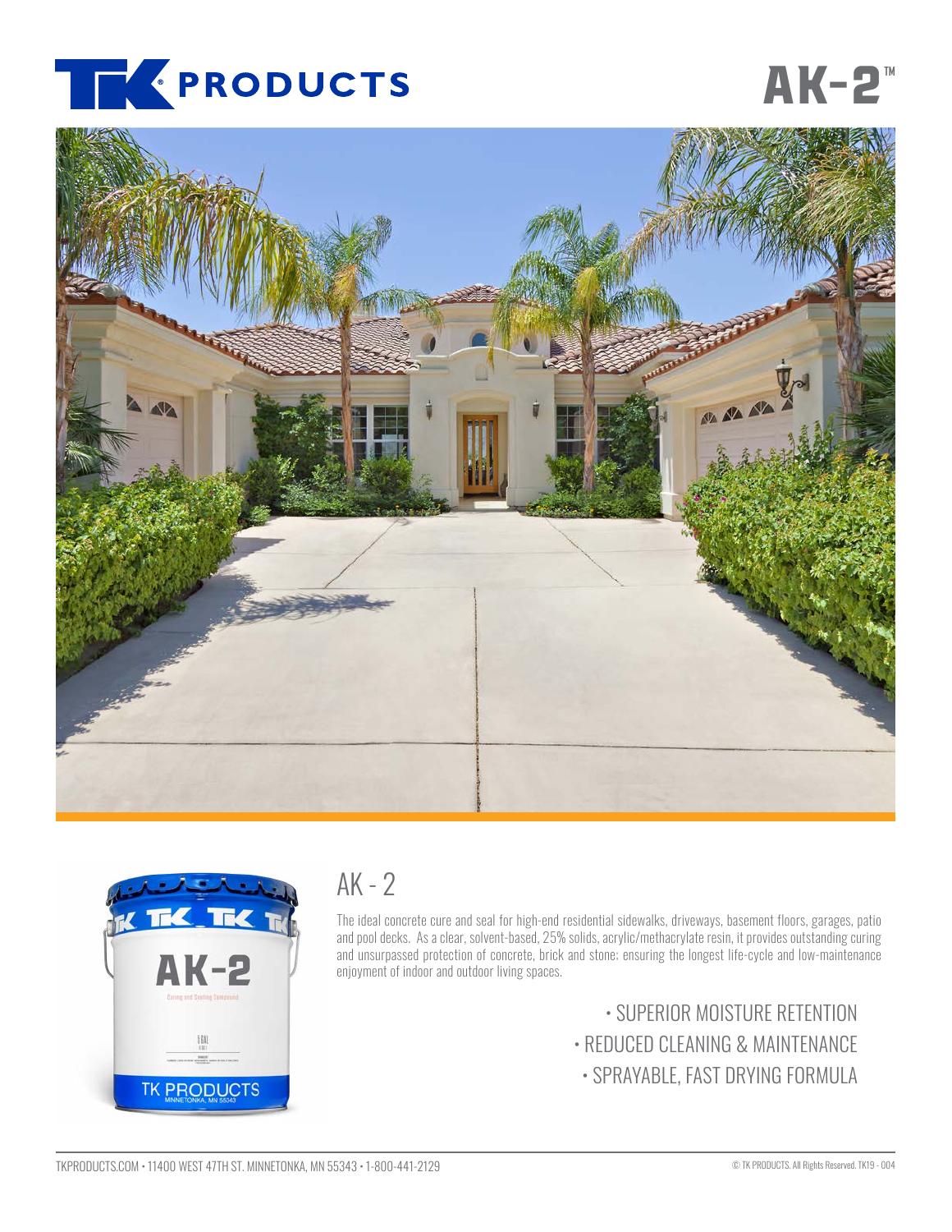# TK PRODUCTS

# AK-2™

## AK - 2

The ideal concrete cure and seal for high-end residential sidewalks, driveways, basement floors, garages, patio and pool decks. As a clear, solvent-based, 25% solids, acrylic/methacrylate resin, it provides outstanding curing and unsurpassed protection of concrete, brick and stone; ensuring the longest life-cycle and low-maintenance enjoyment of indoor and outdoor living spaces.

- SUPERIOR MOISTURE RETENTION
- REDUCED CLEANING & MAINTENANCE
- SPRAYABLE, FAST DRYING FORMULA

TKPRODUCTS.COM • 11400 WEST 47TH ST. MINNETONKA, MN 55343 • 1-800-441-2129

© TK PRODUCTS. All Rights Reserved. TK19 - 004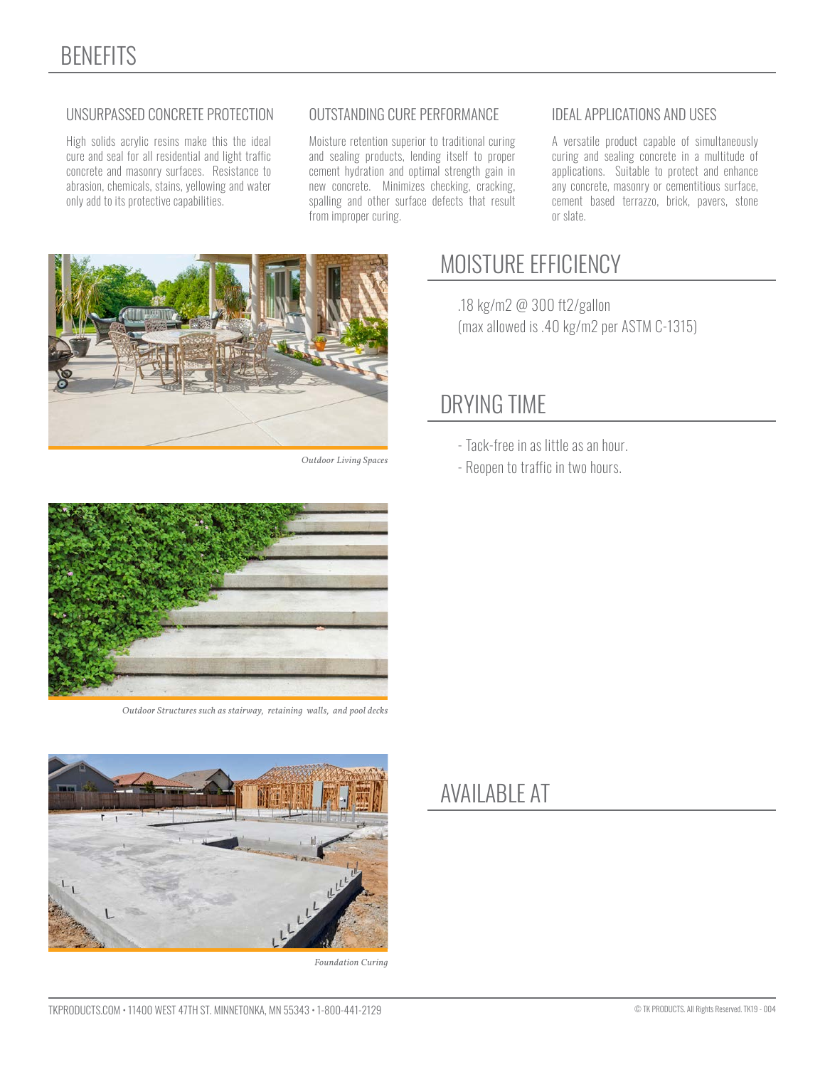# BENEFITS

### UNSURPASSED CONCRETE PROTECTION

High solids acrylic resins make this the ideal cure and seal for all residential and light traffic concrete and masonry surfaces. Resistance to abrasion, chemicals, stains, yellowing and water only add to its protective capabilities.

### OUTSTANDING CURE PERFORMANCE

Moisture retention superior to traditional curing and sealing products, lending itself to proper cement hydration and optimal strength gain in new concrete. Minimizes checking, cracking, spalling and other surface defects that result from improper curing.

### IDEAL APPLICATIONS AND USES

A versatile product capable of simultaneously curing and sealing concrete in a multitude of applications. Suitable to protect and enhance any concrete, masonry or cementitious surface, cement based terrazzo, brick, pavers, stone or slate.

*Outdoor Living Spaces*

## MOISTURE EFFICIENCY

.18 kg/m2 @ 300 ft2/gallon
(max allowed is .40 kg/m2 per ASTM C-1315)

## DRYING TIME

- Tack-free in as little as an hour.
- Reopen to traffic in two hours.

*Outdoor Structures such as stairway, retaining walls, and pool decks*

*Foundation Curing*

## AVAILABLE AT

TKPRODUCTS.COM • 11400 WEST 47TH ST. MINNETONKA, MN 55343 • 1-800-441-2129

© TK PRODUCTS. All Rights Reserved. TK19 - 004